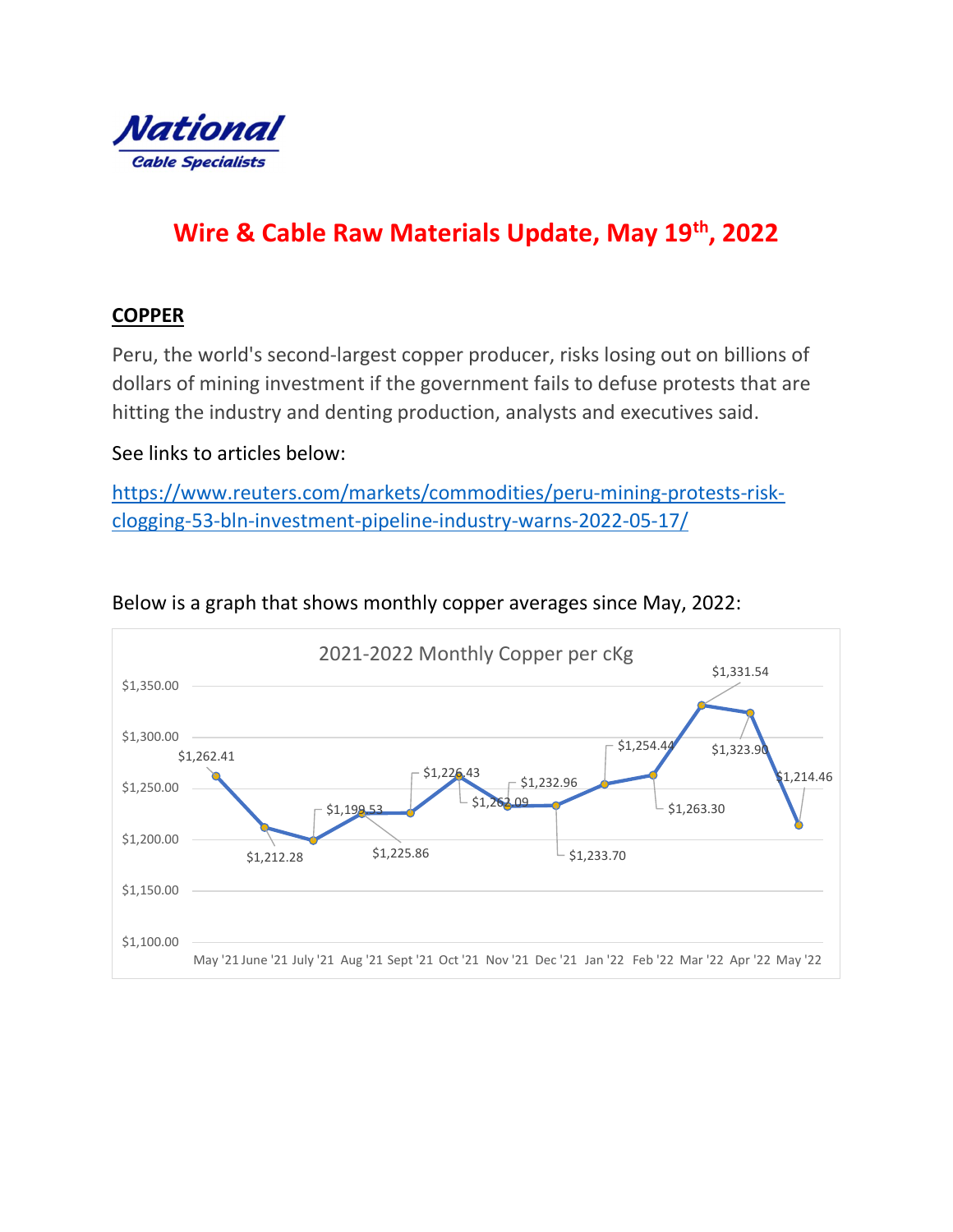**National**
Cable Specialists

# Wire & Cable Raw Materials Update, May 19th, 2022

## COPPER

Peru, the world's second-largest copper producer, risks losing out on billions of dollars of mining investment if the government fails to defuse protests that are hitting the industry and denting production, analysts and executives said.

See links to articles below:

https://www.reuters.com/markets/commodities/peru-mining-protests-risk-clogging-53-bln-investment-pipeline-industry-warns-2022-05-17/

Below is a graph that shows monthly copper averages since May, 2022:

**2021-2022 Monthly Copper per cKg**

| Month | Price |
|---|---|
| May '21 | $1,262.41 |
| June '21 | $1,212.28 |
| July '21 | $1,199.53 |
| Aug '21 | $1,225.86 |
| Sept '21 | $1,226.43 |
| Oct '21 | $1,262.09 |
| Nov '21 | $1,232.96 |
| Dec '21 | $1,233.70 |
| Jan '22 | $1,254.44 |
| Feb '22 | $1,263.30 |
| Mar '22 | $1,331.54 |
| Apr '22 | $1,323.90 |
| May '22 | $1,214.46 |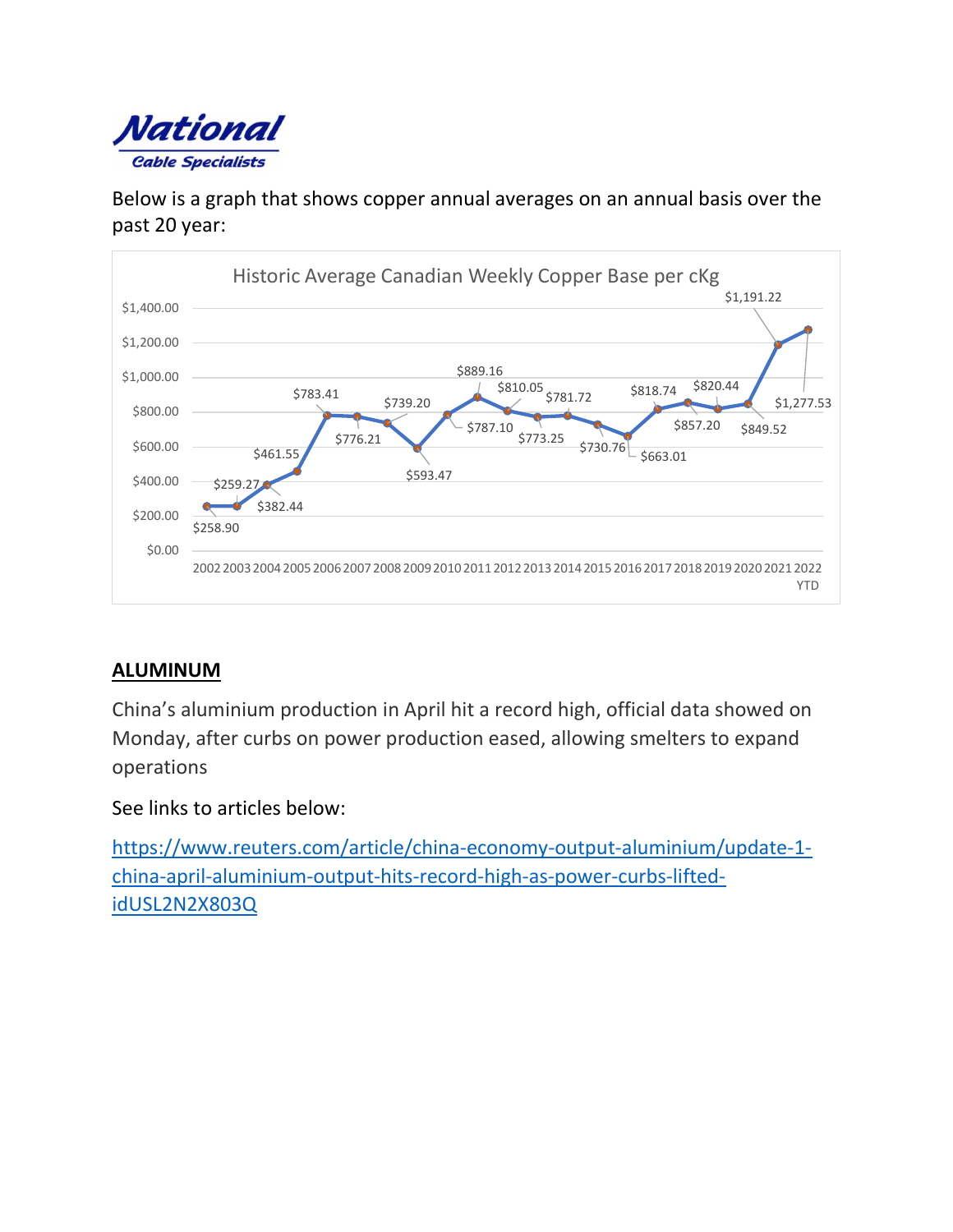**National**
*Cable Specialists*

Below is a graph that shows copper annual averages on an annual basis over the past 20 year:

**Historic Average Canadian Weekly Copper Base per cKg**

| Year | Average |
|---|---|
| 2002 | $258.90 |
| 2003 | $259.27 |
| 2004 | $382.44 |
| 2005 | $461.55 |
| 2006 | $783.41 |
| 2007 | $776.21 |
| 2008 | $739.20 |
| 2009 | $593.47 |
| 2010 | $787.10 |
| 2011 | $889.16 |
| 2012 | $810.05 |
| 2013 | $773.25 |
| 2014 | $781.72 |
| 2015 | $730.76 |
| 2016 | $663.01 |
| 2017 | $818.74 |
| 2018 | $857.20 |
| 2019 | $820.44 |
| 2020 | $849.52 |
| 2021 | $1,191.22 |
| 2022 YTD | $1,277.53 |

## ALUMINUM

China's aluminium production in April hit a record high, official data showed on Monday, after curbs on power production eased, allowing smelters to expand operations

See links to articles below:

https://www.reuters.com/article/china-economy-output-aluminium/update-1-china-april-aluminium-output-hits-record-high-as-power-curbs-lifted-idUSL2N2X803Q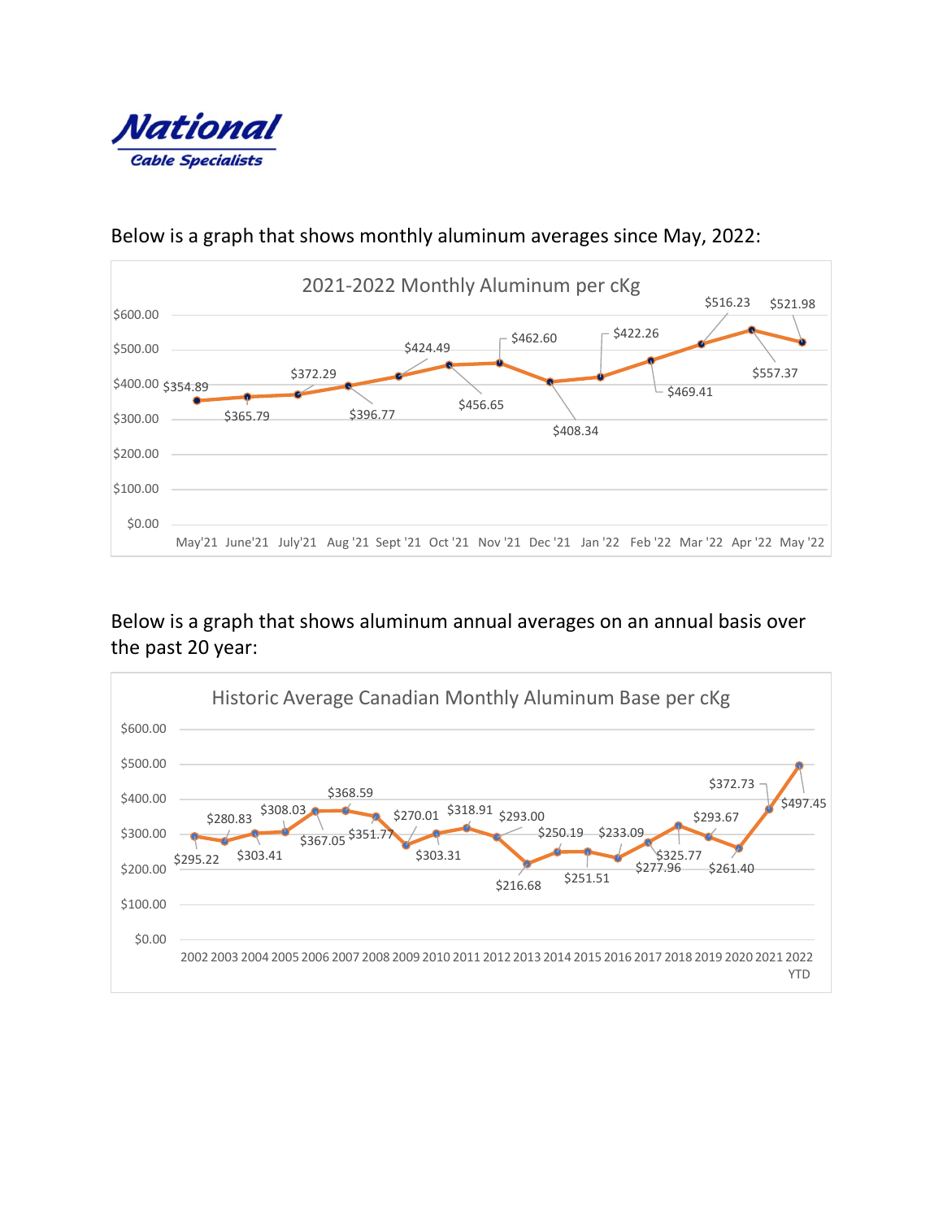**National**
*Cable Specialists*

Below is a graph that shows monthly aluminum averages since May, 2022:

**2021-2022 Monthly Aluminum per cKg**

| Month | Price |
| --- | --- |
| May'21 | $354.89 |
| June'21 | $365.79 |
| July'21 | $372.29 |
| Aug '21 | $396.77 |
| Sept '21 | $424.49 |
| Oct '21 | $456.65 |
| Nov '21 | $462.60 |
| Dec '21 | $408.34 |
| Jan '22 | $422.26 |
| Feb '22 | $469.41 |
| Mar '22 | $516.23 |
| Apr '22 | $557.37 |
| May '22 | $521.98 |

Below is a graph that shows aluminum annual averages on an annual basis over the past 20 year:

**Historic Average Canadian Monthly Aluminum Base per cKg**

| Year | Price |
| --- | --- |
| 2002 | $295.22 |
| 2003 | $280.83 |
| 2004 | $303.41 |
| 2005 | $308.03 |
| 2006 | $367.05 |
| 2007 | $368.59 |
| 2008 | $351.77 |
| 2009 | $270.01 |
| 2010 | $303.31 |
| 2011 | $318.91 |
| 2012 | $293.00 |
| 2013 | $216.68 |
| 2014 | $250.19 |
| 2015 | $251.51 |
| 2016 | $233.09 |
| 2017 | $277.96 |
| 2018 | $325.77 |
| 2019 | $293.67 |
| 2020 | $261.40 |
| 2021 | $372.73 |
| 2022 YTD | $497.45 |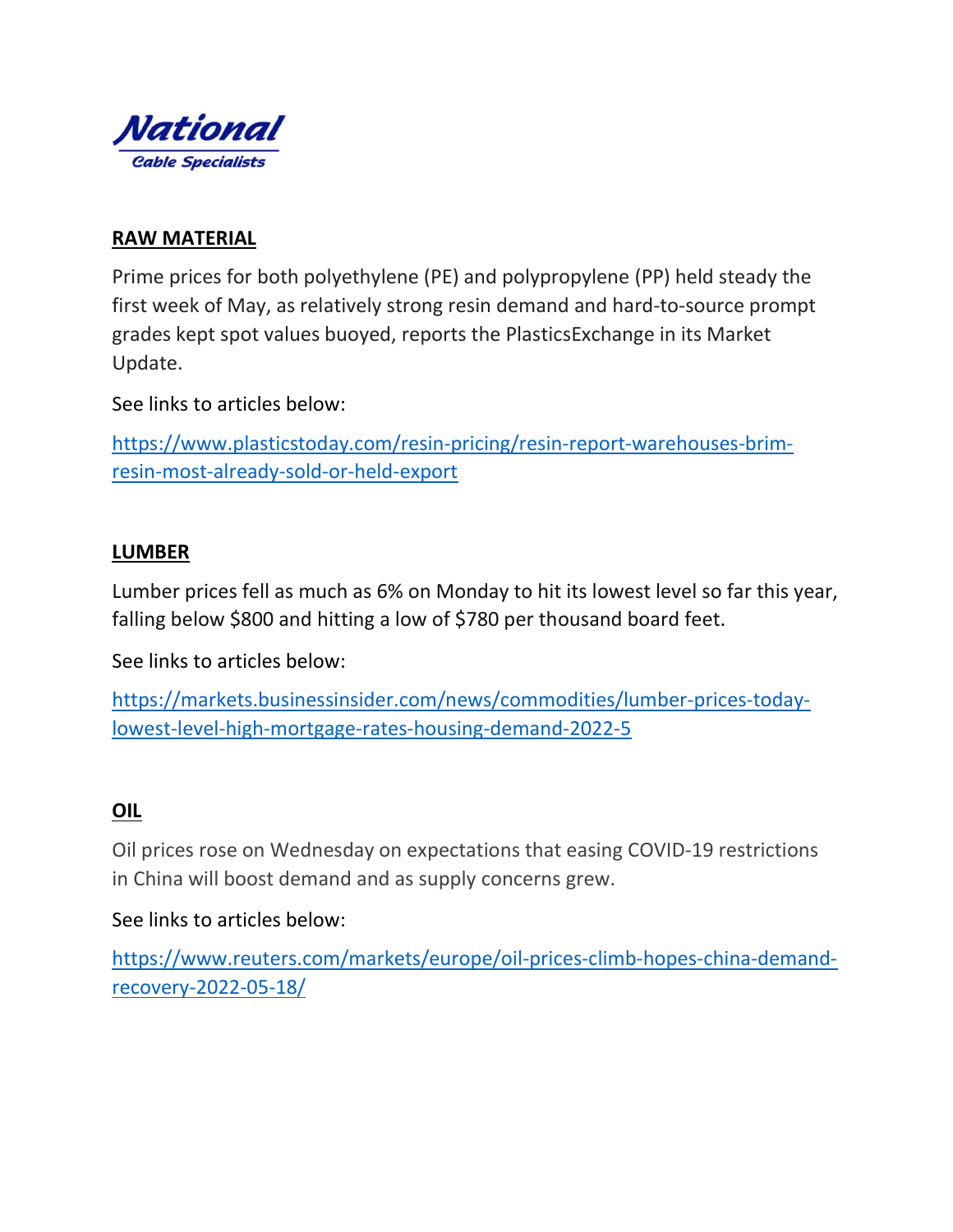**National**

*Cable Specialists*

## RAW MATERIAL

Prime prices for both polyethylene (PE) and polypropylene (PP) held steady the first week of May, as relatively strong resin demand and hard-to-source prompt grades kept spot values buoyed, reports the PlasticsExchange in its Market Update.

See links to articles below:

https://www.plasticstoday.com/resin-pricing/resin-report-warehouses-brim-resin-most-already-sold-or-held-export

## LUMBER

Lumber prices fell as much as 6% on Monday to hit its lowest level so far this year, falling below $800 and hitting a low of $780 per thousand board feet.

See links to articles below:

https://markets.businessinsider.com/news/commodities/lumber-prices-today-lowest-level-high-mortgage-rates-housing-demand-2022-5

## OIL

Oil prices rose on Wednesday on expectations that easing COVID-19 restrictions in China will boost demand and as supply concerns grew.

See links to articles below:

https://www.reuters.com/markets/europe/oil-prices-climb-hopes-china-demand-recovery-2022-05-18/